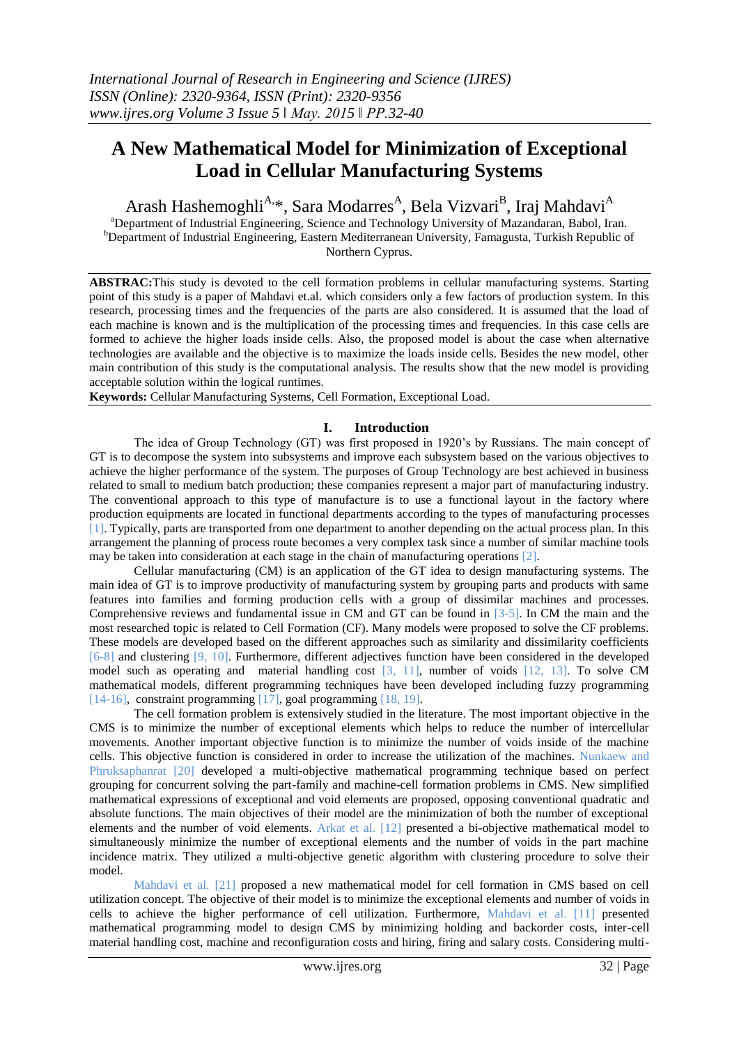# A New Mathematical Model for Minimization of Exceptional Load in Cellular Manufacturing Systems

Arash Hashemoghli[A,*], Sara Modarres[A], Bela Vizvari[B], Iraj Mahdavi[A]

[a]Department of Industrial Engineering, Science and Technology University of Mazandaran, Babol, Iran.
[b]Department of Industrial Engineering, Eastern Mediterranean University, Famagusta, Turkish Republic of Northern Cyprus.

**ABSTRAC:**This study is devoted to the cell formation problems in cellular manufacturing systems. Starting point of this study is a paper of Mahdavi et.al. which considers only a few factors of production system. In this research, processing times and the frequencies of the parts are also considered. It is assumed that the load of each machine is known and is the multiplication of the processing times and frequencies. In this case cells are formed to achieve the higher loads inside cells. Also, the proposed model is about the case when alternative technologies are available and the objective is to maximize the loads inside cells. Besides the new model, other main contribution of this study is the computational analysis. The results show that the new model is providing acceptable solution within the logical runtimes.

**Keywords:** Cellular Manufacturing Systems, Cell Formation, Exceptional Load.

## I. Introduction

The idea of Group Technology (GT) was first proposed in 1920's by Russians. The main concept of GT is to decompose the system into subsystems and improve each subsystem based on the various objectives to achieve the higher performance of the system. The purposes of Group Technology are best achieved in business related to small to medium batch production; these companies represent a major part of manufacturing industry. The conventional approach to this type of manufacture is to use a functional layout in the factory where production equipments are located in functional departments according to the types of manufacturing processes [1]. Typically, parts are transported from one department to another depending on the actual process plan. In this arrangement the planning of process route becomes a very complex task since a number of similar machine tools may be taken into consideration at each stage in the chain of manufacturing operations [2].

Cellular manufacturing (CM) is an application of the GT idea to design manufacturing systems. The main idea of GT is to improve productivity of manufacturing system by grouping parts and products with same features into families and forming production cells with a group of dissimilar machines and processes. Comprehensive reviews and fundamental issue in CM and GT can be found in [3-5]. In CM the main and the most researched topic is related to Cell Formation (CF). Many models were proposed to solve the CF problems. These models are developed based on the different approaches such as similarity and dissimilarity coefficients [6-8] and clustering [9, 10]. Furthermore, different adjectives function have been considered in the developed model such as operating and material handling cost [3, 11], number of voids [12, 13]. To solve CM mathematical models, different programming techniques have been developed including fuzzy programming [14-16], constraint programming [17], goal programming [18, 19].

The cell formation problem is extensively studied in the literature. The most important objective in the CMS is to minimize the number of exceptional elements which helps to reduce the number of intercellular movements. Another important objective function is to minimize the number of voids inside of the machine cells. This objective function is considered in order to increase the utilization of the machines. Nunkaew and Phruksaphanrat [20] developed a multi-objective mathematical programming technique based on perfect grouping for concurrent solving the part-family and machine-cell formation problems in CMS. New simplified mathematical expressions of exceptional and void elements are proposed, opposing conventional quadratic and absolute functions. The main objectives of their model are the minimization of both the number of exceptional elements and the number of void elements. Arkat et al. [12] presented a bi-objective mathematical model to simultaneously minimize the number of exceptional elements and the number of voids in the part machine incidence matrix. They utilized a multi-objective genetic algorithm with clustering procedure to solve their model.

Mahdavi et al. [21] proposed a new mathematical model for cell formation in CMS based on cell utilization concept. The objective of their model is to minimize the exceptional elements and number of voids in cells to achieve the higher performance of cell utilization. Furthermore, Mahdavi et al. [11] presented mathematical programming model to design CMS by minimizing holding and backorder costs, inter-cell material handling cost, machine and reconfiguration costs and hiring, firing and salary costs. Considering multi-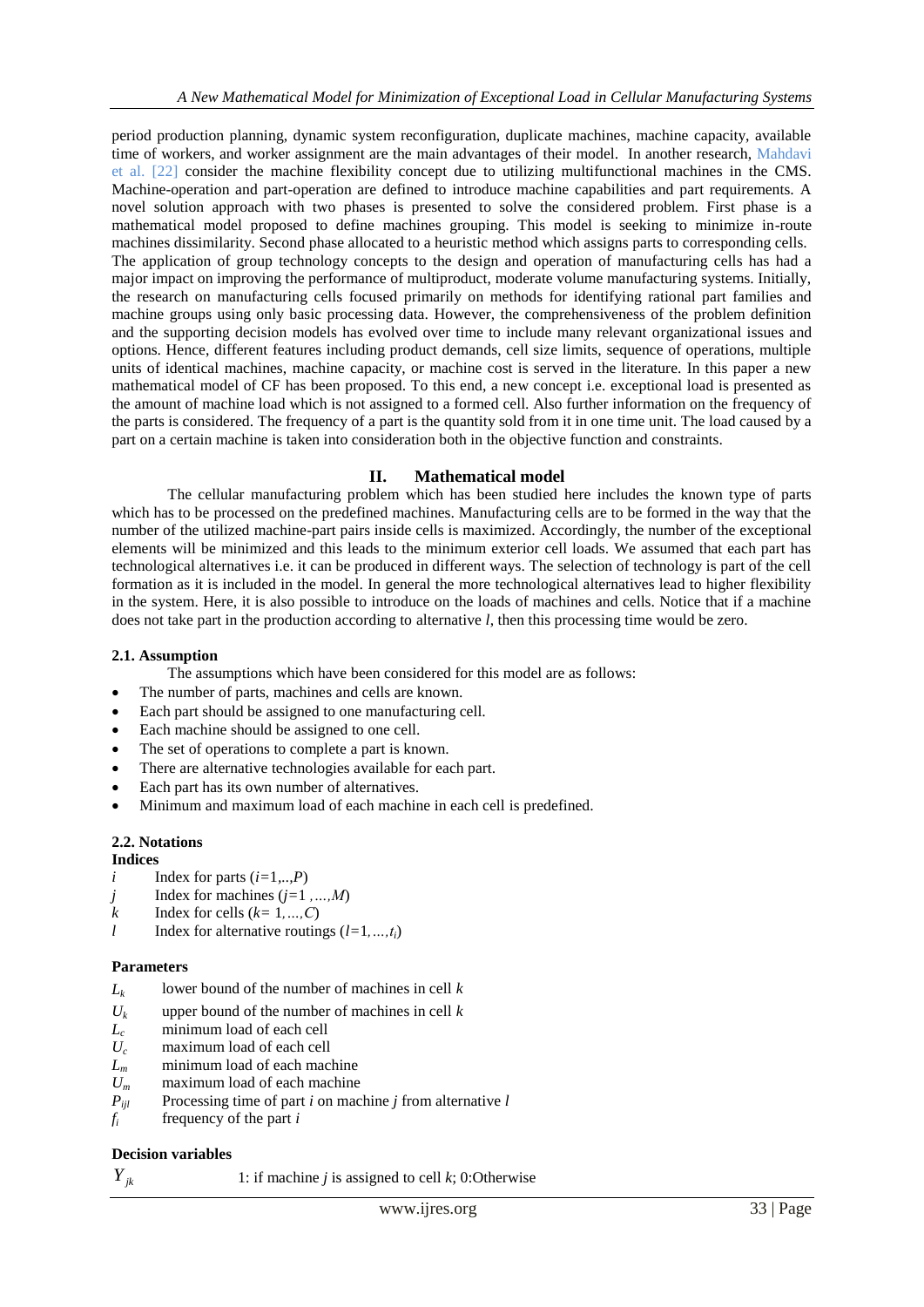period production planning, dynamic system reconfiguration, duplicate machines, machine capacity, available time of workers, and worker assignment are the main advantages of their model. In another research, Mahdavi et al. [22] consider the machine flexibility concept due to utilizing multifunctional machines in the CMS. Machine-operation and part-operation are defined to introduce machine capabilities and part requirements. A novel solution approach with two phases is presented to solve the considered problem. First phase is a mathematical model proposed to define machines grouping. This model is seeking to minimize in-route machines dissimilarity. Second phase allocated to a heuristic method which assigns parts to corresponding cells.
The application of group technology concepts to the design and operation of manufacturing cells has had a major impact on improving the performance of multiproduct, moderate volume manufacturing systems. Initially, the research on manufacturing cells focused primarily on methods for identifying rational part families and machine groups using only basic processing data. However, the comprehensiveness of the problem definition and the supporting decision models has evolved over time to include many relevant organizational issues and options. Hence, different features including product demands, cell size limits, sequence of operations, multiple units of identical machines, machine capacity, or machine cost is served in the literature. In this paper a new mathematical model of CF has been proposed. To this end, a new concept i.e. exceptional load is presented as the amount of machine load which is not assigned to a formed cell. Also further information on the frequency of the parts is considered. The frequency of a part is the quantity sold from it in one time unit. The load caused by a part on a certain machine is taken into consideration both in the objective function and constraints.

## II. Mathematical model

The cellular manufacturing problem which has been studied here includes the known type of parts which has to be processed on the predefined machines. Manufacturing cells are to be formed in the way that the number of the utilized machine-part pairs inside cells is maximized. Accordingly, the number of the exceptional elements will be minimized and this leads to the minimum exterior cell loads. We assumed that each part has technological alternatives i.e. it can be produced in different ways. The selection of technology is part of the cell formation as it is included in the model. In general the more technological alternatives lead to higher flexibility in the system. Here, it is also possible to introduce on the loads of machines and cells. Notice that if a machine does not take part in the production according to alternative *l*, then this processing time would be zero.

### 2.1. Assumption

The assumptions which have been considered for this model are as follows:

- The number of parts, machines and cells are known.
- Each part should be assigned to one manufacturing cell.
- Each machine should be assigned to one cell.
- The set of operations to complete a part is known.
- There are alternative technologies available for each part.
- Each part has its own number of alternatives.
- Minimum and maximum load of each machine in each cell is predefined.

### 2.2. Notations

**Indices**

- $i$ Index for parts ($i$=1,..,$P$)
- $j$ Index for machines ($j$=1 ,…,$M$)
- $k$ Index for cells ($k$= 1,…,$C$)
- $l$ Index for alternative routings ($l$=1,…,$t_i$)

**Parameters**

- $L_k$ lower bound of the number of machines in cell $k$
- $U_k$ upper bound of the number of machines in cell $k$
- $L_c$ minimum load of each cell
- $U_c$ maximum load of each cell
- $L_m$ minimum load of each machine
- $U_m$ maximum load of each machine
- $P_{ijl}$ Processing time of part $i$ on machine $j$ from alternative $l$
- $f_i$ frequency of the part $i$

**Decision variables**

- $Y_{jk}$ 1: if machine $j$ is assigned to cell $k$; 0:Otherwise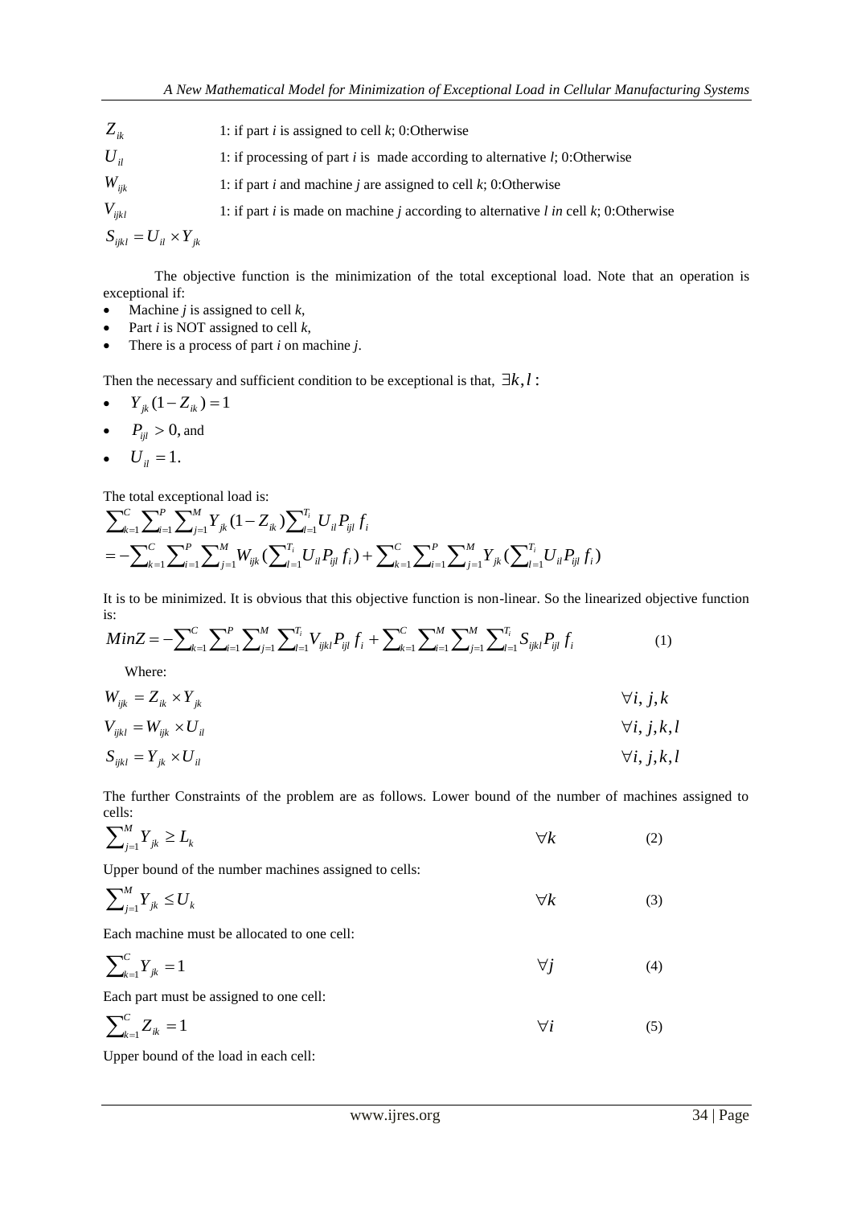$Z_{ik}$ 1: if part *i* is assigned to cell *k*; 0:Otherwise

$U_{il}$ 1: if processing of part *i* is made according to alternative *l*; 0:Otherwise

$W_{ijk}$ 1: if part *i* and machine *j* are assigned to cell *k*; 0:Otherwise

$V_{ijkl}$ 1: if part *i* is made on machine *j* according to alternative *l in* cell *k*; 0:Otherwise

$S_{ijkl} = U_{il} \times Y_{jk}$

The objective function is the minimization of the total exceptional load. Note that an operation is exceptional if:

- Machine *j* is assigned to cell *k*,
- Part *i* is NOT assigned to cell *k*,
- There is a process of part *i* on machine *j*.

Then the necessary and sufficient condition to be exceptional is that, $\exists k, l$:

- $Y_{jk}(1 - Z_{ik}) = 1$
- $P_{ijl} > 0$, and
- $U_{il} = 1$.

The total exceptional load is:

$$\sum_{k=1}^{C} \sum_{i=1}^{P} \sum_{j=1}^{M} Y_{jk}(1 - Z_{ik}) \sum_{l=1}^{T_i} U_{il} P_{ijl} f_i$$

$$= -\sum_{k=1}^{C} \sum_{i=1}^{P} \sum_{j=1}^{M} W_{ijk} \left(\sum_{l=1}^{T_i} U_{il} P_{ijl} f_i\right) + \sum_{k=1}^{C} \sum_{i=1}^{P} \sum_{j=1}^{M} Y_{jk} \left(\sum_{l=1}^{T_i} U_{il} P_{ijl} f_i\right)$$

It is to be minimized. It is obvious that this objective function is non-linear. So the linearized objective function is:

$$MinZ = -\sum_{k=1}^{C} \sum_{i=1}^{P} \sum_{j=1}^{M} \sum_{l=1}^{T_i} V_{ijkl} P_{ijl} f_i + \sum_{k=1}^{C} \sum_{i=1}^{M} \sum_{j=1}^{M} \sum_{l=1}^{T_i} S_{ijkl} P_{ijl} f_i \qquad (1)$$

Where:

$$W_{ijk} = Z_{ik} \times Y_{jk} \qquad \forall i, j, k$$

$$V_{ijkl} = W_{ijk} \times U_{il} \qquad \forall i, j, k, l$$

$$S_{ijkl} = Y_{jk} \times U_{il} \qquad \forall i, j, k, l$$

The further Constraints of the problem are as follows. Lower bound of the number of machines assigned to cells:

$$\sum_{j=1}^{M} Y_{jk} \geq L_k \qquad \forall k \qquad (2)$$

Upper bound of the number machines assigned to cells:

$$\sum_{j=1}^{M} Y_{jk} \leq U_k \qquad \forall k \qquad (3)$$

Each machine must be allocated to one cell:

$$\sum_{k=1}^{C} Y_{jk} = 1 \qquad \forall j \qquad (4)$$

Each part must be assigned to one cell:

$$\sum_{k=1}^{C} Z_{ik} = 1 \qquad \forall i \qquad (5)$$

Upper bound of the load in each cell: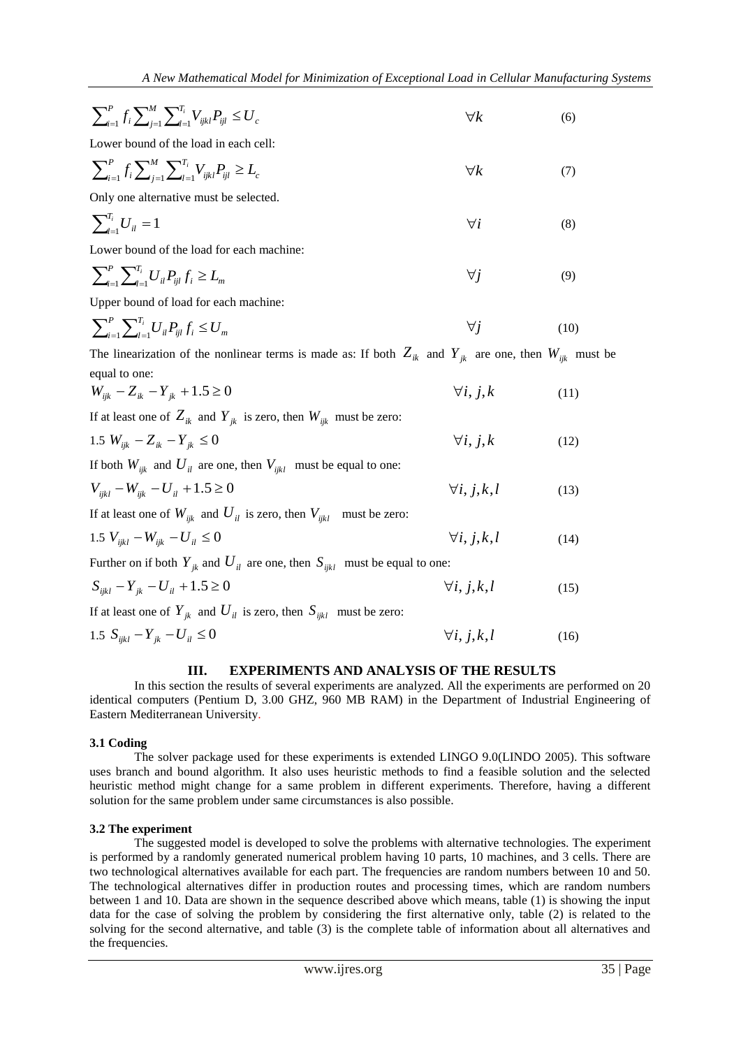$$\sum_{i=1}^{P} f_i \sum_{j=1}^{M} \sum_{l=1}^{T_i} V_{ijkl} P_{ijl} \le U_c \qquad \forall k \qquad (6)$$

Lower bound of the load in each cell:

$$\sum_{i=1}^{P} f_i \sum_{j=1}^{M} \sum_{l=1}^{T_i} V_{ijkl} P_{ijl} \ge L_c \qquad \forall k \qquad (7)$$

Only one alternative must be selected.

$$\sum_{l=1}^{T_i} U_{il} = 1 \qquad \forall i \qquad (8)$$

Lower bound of the load for each machine:

$$\sum_{i=1}^{P} \sum_{l=1}^{T_i} U_{il} P_{ijl} f_i \ge L_m \qquad \forall j \qquad (9)$$

Upper bound of load for each machine:

$$\sum_{i=1}^{P} \sum_{l=1}^{T_i} U_{il} P_{ijl} f_i \le U_m \qquad \forall j \qquad (10)$$

The linearization of the nonlinear terms is made as: If both $Z_{ik}$ and $Y_{jk}$ are one, then $W_{ijk}$ must be equal to one:

$$W_{ijk} - Z_{ik} - Y_{jk} + 1.5 \ge 0 \qquad \forall i, j, k \qquad (11)$$

If at least one of $Z_{ik}$ and $Y_{jk}$ is zero, then $W_{ijk}$ must be zero:

$$1.5\, W_{ijk} - Z_{ik} - Y_{jk} \le 0 \qquad \forall i, j, k \qquad (12)$$

If both $W_{ijk}$ and $U_{il}$ are one, then $V_{ijkl}$ must be equal to one:

$$V_{ijkl} - W_{ijk} - U_{il} + 1.5 \ge 0 \qquad \forall i, j, k, l \qquad (13)$$

If at least one of $W_{ijk}$ and $U_{il}$ is zero, then $V_{ijkl}$ must be zero:

$$1.5\, V_{ijkl} - W_{ijk} - U_{il} \le 0 \qquad \forall i, j, k, l \qquad (14)$$

Further on if both $Y_{jk}$ and $U_{il}$ are one, then $S_{ijkl}$ must be equal to one:

$$S_{ijkl} - Y_{jk} - U_{il} + 1.5 \ge 0 \qquad \forall i, j, k, l \qquad (15)$$

If at least one of $Y_{jk}$ and $U_{il}$ is zero, then $S_{ijkl}$ must be zero:

$$1.5\, S_{ijkl} - Y_{jk} - U_{il} \le 0 \qquad \forall i, j, k, l \qquad (16)$$

## III. EXPERIMENTS AND ANALYSIS OF THE RESULTS

In this section the results of several experiments are analyzed. All the experiments are performed on 20 identical computers (Pentium D, 3.00 GHZ, 960 MB RAM) in the Department of Industrial Engineering of Eastern Mediterranean University.

### 3.1 Coding

The solver package used for these experiments is extended LINGO 9.0(LINDO 2005). This software uses branch and bound algorithm. It also uses heuristic methods to find a feasible solution and the selected heuristic method might change for a same problem in different experiments. Therefore, having a different solution for the same problem under same circumstances is also possible.

### 3.2 The experiment

The suggested model is developed to solve the problems with alternative technologies. The experiment is performed by a randomly generated numerical problem having 10 parts, 10 machines, and 3 cells. There are two technological alternatives available for each part. The frequencies are random numbers between 10 and 50. The technological alternatives differ in production routes and processing times, which are random numbers between 1 and 10. Data are shown in the sequence described above which means, table (1) is showing the input data for the case of solving the problem by considering the first alternative only, table (2) is related to the solving for the second alternative, and table (3) is the complete table of information about all alternatives and the frequencies.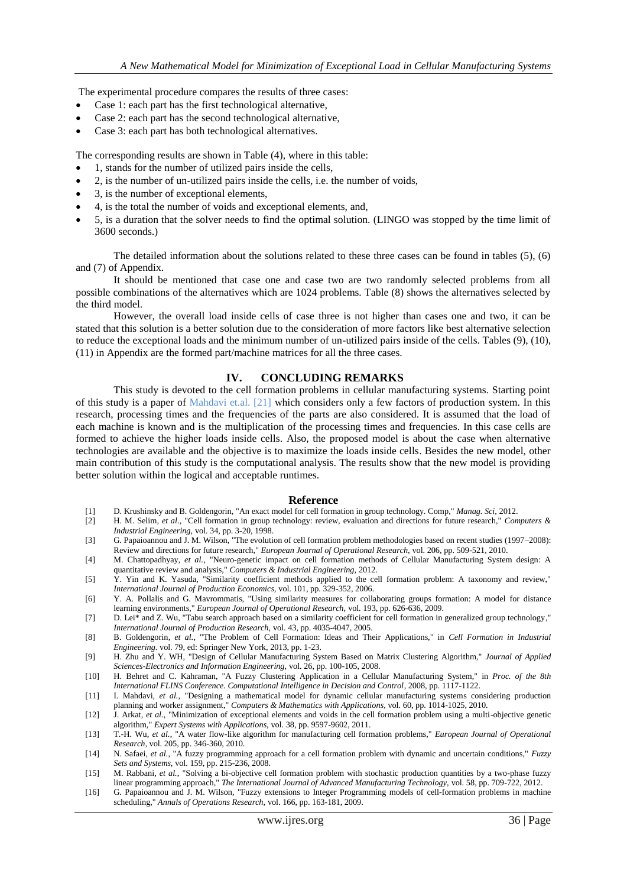The experimental procedure compares the results of three cases:

- Case 1: each part has the first technological alternative,
- Case 2: each part has the second technological alternative,
- Case 3: each part has both technological alternatives.

The corresponding results are shown in Table (4), where in this table:

- 1, stands for the number of utilized pairs inside the cells,
- 2, is the number of un-utilized pairs inside the cells, i.e. the number of voids,
- 3, is the number of exceptional elements,
- 4, is the total the number of voids and exceptional elements, and,
- 5, is a duration that the solver needs to find the optimal solution. (LINGO was stopped by the time limit of 3600 seconds.)

The detailed information about the solutions related to these three cases can be found in tables (5), (6) and (7) of Appendix.

It should be mentioned that case one and case two are two randomly selected problems from all possible combinations of the alternatives which are 1024 problems. Table (8) shows the alternatives selected by the third model.

However, the overall load inside cells of case three is not higher than cases one and two, it can be stated that this solution is a better solution due to the consideration of more factors like best alternative selection to reduce the exceptional loads and the minimum number of un-utilized pairs inside of the cells. Tables (9), (10), (11) in Appendix are the formed part/machine matrices for all the three cases.

## IV. CONCLUDING REMARKS

This study is devoted to the cell formation problems in cellular manufacturing systems. Starting point of this study is a paper of Mahdavi et.al. [21] which considers only a few factors of production system. In this research, processing times and the frequencies of the parts are also considered. It is assumed that the load of each machine is known and is the multiplication of the processing times and frequencies. In this case cells are formed to achieve the higher loads inside cells. Also, the proposed model is about the case when alternative technologies are available and the objective is to maximize the loads inside cells. Besides the new model, other main contribution of this study is the computational analysis. The results show that the new model is providing better solution within the logical and acceptable runtimes.

## Reference

[1] D. Krushinsky and B. Goldengorin, "An exact model for cell formation in group technology. Comp," *Manag. Sci*, 2012.

[2] H. M. Selim, *et al.*, "Cell formation in group technology: review, evaluation and directions for future research," *Computers & Industrial Engineering,* vol. 34, pp. 3-20, 1998.

[3] G. Papaioannou and J. M. Wilson, "The evolution of cell formation problem methodologies based on recent studies (1997–2008): Review and directions for future research," *European Journal of Operational Research,* vol. 206, pp. 509-521, 2010.

[4] M. Chattopadhyay, *et al.*, "Neuro-genetic impact on cell formation methods of Cellular Manufacturing System design: A quantitative review and analysis," *Computers & Industrial Engineering,* 2012.

[5] Y. Yin and K. Yasuda, "Similarity coefficient methods applied to the cell formation problem: A taxonomy and review," *International Journal of Production Economics,* vol. 101, pp. 329-352, 2006.

[6] Y. A. Pollalis and G. Mavrommatis, "Using similarity measures for collaborating groups formation: A model for distance learning environments," *European Journal of Operational Research,* vol. 193, pp. 626-636, 2009.

[7] D. Lei* and Z. Wu, "Tabu search approach based on a similarity coefficient for cell formation in generalized group technology," *International Journal of Production Research,* vol. 43, pp. 4035-4047, 2005.

[8] B. Goldengorin, *et al.*, "The Problem of Cell Formation: Ideas and Their Applications," in *Cell Formation in Industrial Engineering*. vol. 79, ed: Springer New York, 2013, pp. 1-23.

[9] H. Zhu and Y. WH, "Design of Cellular Manufacturing System Based on Matrix Clustering Algorithm," *Journal of Applied Sciences-Electronics and Information Engineering,* vol. 26, pp. 100-105, 2008.

[10] H. Behret and C. Kahraman, "A Fuzzy Clustering Application in a Cellular Manufacturing System," in *Proc. of the 8th International FLINS Conference. Computational Intelligence in Decision and Control*, 2008, pp. 1117-1122.

[11] I. Mahdavi, *et al.*, "Designing a mathematical model for dynamic cellular manufacturing systems considering production planning and worker assignment," *Computers & Mathematics with Applications,* vol. 60, pp. 1014-1025, 2010.

[12] J. Arkat, *et al.*, "Minimization of exceptional elements and voids in the cell formation problem using a multi-objective genetic algorithm," *Expert Systems with Applications,* vol. 38, pp. 9597-9602, 2011.

[13] T.-H. Wu, *et al.*, "A water flow-like algorithm for manufacturing cell formation problems," *European Journal of Operational Research,* vol. 205, pp. 346-360, 2010.

[14] N. Safaei, *et al.*, "A fuzzy programming approach for a cell formation problem with dynamic and uncertain conditions," *Fuzzy Sets and Systems,* vol. 159, pp. 215-236, 2008.

[15] M. Rabbani, *et al.*, "Solving a bi-objective cell formation problem with stochastic production quantities by a two-phase fuzzy linear programming approach," *The International Journal of Advanced Manufacturing Technology,* vol. 58, pp. 709-722, 2012.

[16] G. Papaioannou and J. M. Wilson, "Fuzzy extensions to Integer Programming models of cell-formation problems in machine scheduling," *Annals of Operations Research,* vol. 166, pp. 163-181, 2009.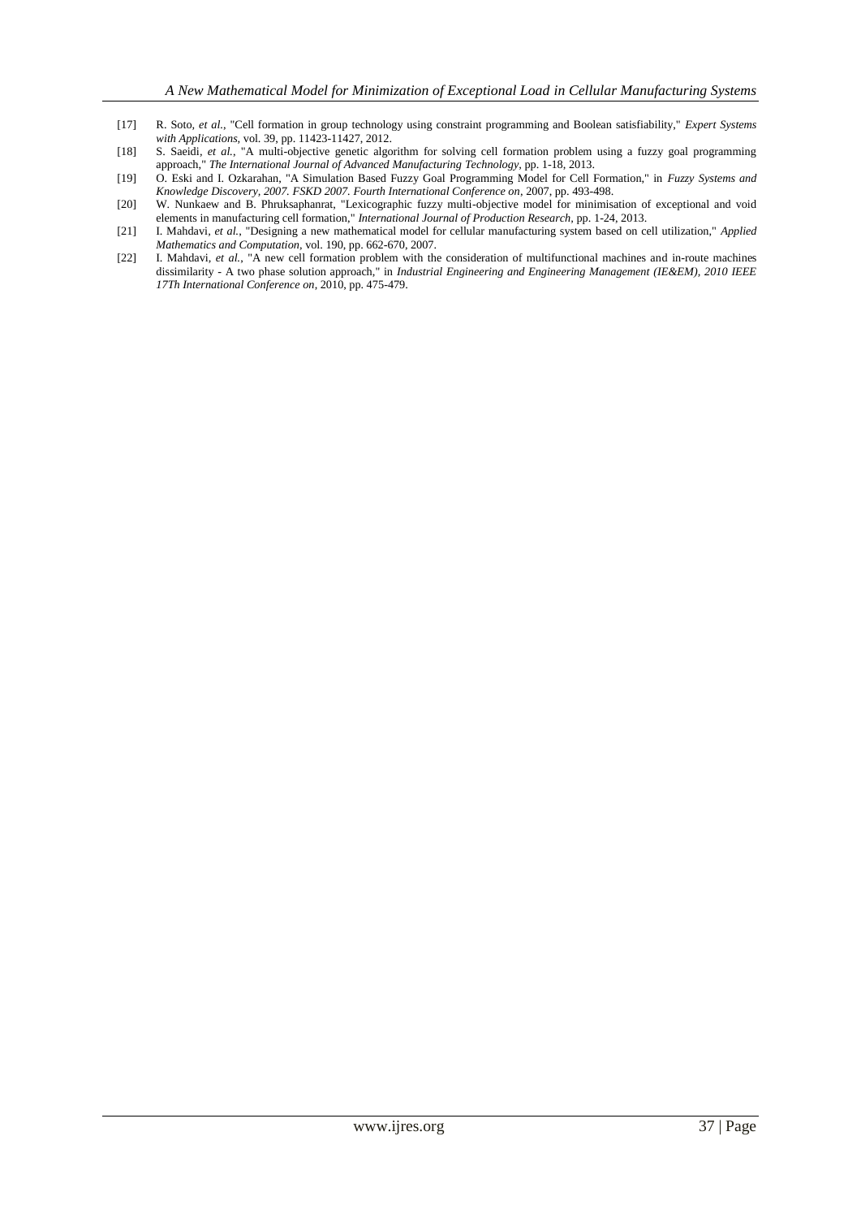[17] R. Soto, *et al.*, "Cell formation in group technology using constraint programming and Boolean satisfiability," *Expert Systems with Applications*, vol. 39, pp. 11423-11427, 2012.

[18] S. Saeidi, *et al.*, "A multi-objective genetic algorithm for solving cell formation problem using a fuzzy goal programming approach," *The International Journal of Advanced Manufacturing Technology*, pp. 1-18, 2013.

[19] O. Eski and I. Ozkarahan, "A Simulation Based Fuzzy Goal Programming Model for Cell Formation," in *Fuzzy Systems and Knowledge Discovery, 2007. FSKD 2007. Fourth International Conference on*, 2007, pp. 493-498.

[20] W. Nunkaew and B. Phruksaphanrat, "Lexicographic fuzzy multi-objective model for minimisation of exceptional and void elements in manufacturing cell formation," *International Journal of Production Research*, pp. 1-24, 2013.

[21] I. Mahdavi, *et al.*, "Designing a new mathematical model for cellular manufacturing system based on cell utilization," *Applied Mathematics and Computation*, vol. 190, pp. 662-670, 2007.

[22] I. Mahdavi, *et al.*, "A new cell formation problem with the consideration of multifunctional machines and in-route machines dissimilarity - A two phase solution approach," in *Industrial Engineering and Engineering Management (IE&EM), 2010 IEEE 17Th International Conference on*, 2010, pp. 475-479.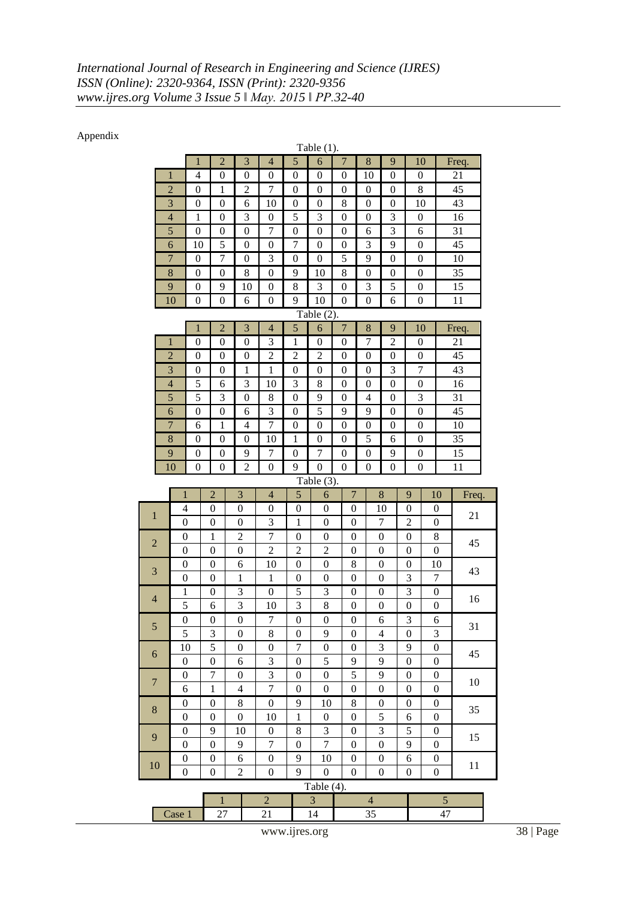Appendix

Table (1).

| | 1 | 2 | 3 | 4 | 5 | 6 | 7 | 8 | 9 | 10 | Freq. |
|---|---|---|---|---|---|---|---|---|---|---|---|
| 1 | 4 | 0 | 0 | 0 | 0 | 0 | 0 | 10 | 0 | 0 | 21 |
| 2 | 0 | 1 | 2 | 7 | 0 | 0 | 0 | 0 | 0 | 8 | 45 |
| 3 | 0 | 0 | 6 | 10 | 0 | 0 | 8 | 0 | 0 | 10 | 43 |
| 4 | 1 | 0 | 3 | 0 | 5 | 3 | 0 | 0 | 3 | 0 | 16 |
| 5 | 0 | 0 | 0 | 7 | 0 | 0 | 0 | 6 | 3 | 6 | 31 |
| 6 | 10 | 5 | 0 | 0 | 7 | 0 | 0 | 3 | 9 | 0 | 45 |
| 7 | 0 | 7 | 0 | 3 | 0 | 0 | 5 | 9 | 0 | 0 | 10 |
| 8 | 0 | 0 | 8 | 0 | 9 | 10 | 8 | 0 | 0 | 0 | 35 |
| 9 | 0 | 9 | 10 | 0 | 8 | 3 | 0 | 3 | 5 | 0 | 15 |
| 10 | 0 | 0 | 6 | 0 | 9 | 10 | 0 | 0 | 6 | 0 | 11 |

Table (2).

| | 1 | 2 | 3 | 4 | 5 | 6 | 7 | 8 | 9 | 10 | Freq. |
|---|---|---|---|---|---|---|---|---|---|---|---|
| 1 | 0 | 0 | 0 | 3 | 1 | 0 | 0 | 7 | 2 | 0 | 21 |
| 2 | 0 | 0 | 0 | 2 | 2 | 2 | 0 | 0 | 0 | 0 | 45 |
| 3 | 0 | 0 | 1 | 1 | 0 | 0 | 0 | 0 | 3 | 7 | 43 |
| 4 | 5 | 6 | 3 | 10 | 3 | 8 | 0 | 0 | 0 | 0 | 16 |
| 5 | 5 | 3 | 0 | 8 | 0 | 9 | 0 | 4 | 0 | 3 | 31 |
| 6 | 0 | 0 | 6 | 3 | 0 | 5 | 9 | 9 | 0 | 0 | 45 |
| 7 | 6 | 1 | 4 | 7 | 0 | 0 | 0 | 0 | 0 | 0 | 10 |
| 8 | 0 | 0 | 0 | 10 | 1 | 0 | 0 | 5 | 6 | 0 | 35 |
| 9 | 0 | 0 | 9 | 7 | 0 | 7 | 0 | 0 | 9 | 0 | 15 |
| 10 | 0 | 0 | 2 | 0 | 9 | 0 | 0 | 0 | 0 | 0 | 11 |

Table (3).

| | 1 | 2 | 3 | 4 | 5 | 6 | 7 | 8 | 9 | 10 | Freq. |
|---|---|---|---|---|---|---|---|---|---|---|---|
| 1 | 4 | 0 | 0 | 0 | 0 | 0 | 0 | 10 | 0 | 0 | 21 |
| | 0 | 0 | 0 | 3 | 1 | 0 | 0 | 7 | 2 | 0 | |
| 2 | 0 | 1 | 2 | 7 | 0 | 0 | 0 | 0 | 0 | 8 | 45 |
| | 0 | 0 | 0 | 2 | 2 | 2 | 0 | 0 | 0 | 0 | |
| 3 | 0 | 0 | 6 | 10 | 0 | 0 | 8 | 0 | 0 | 10 | 43 |
| | 0 | 0 | 1 | 1 | 0 | 0 | 0 | 0 | 3 | 7 | |
| 4 | 1 | 0 | 3 | 0 | 5 | 3 | 0 | 0 | 3 | 0 | 16 |
| | 5 | 6 | 3 | 10 | 3 | 8 | 0 | 0 | 0 | 0 | |
| 5 | 0 | 0 | 0 | 7 | 0 | 0 | 0 | 6 | 3 | 6 | 31 |
| | 5 | 3 | 0 | 8 | 0 | 9 | 0 | 4 | 0 | 3 | |
| 6 | 10 | 5 | 0 | 0 | 7 | 0 | 0 | 3 | 9 | 0 | 45 |
| | 0 | 0 | 6 | 3 | 0 | 5 | 9 | 9 | 0 | 0 | |
| 7 | 0 | 7 | 0 | 3 | 0 | 0 | 5 | 9 | 0 | 0 | 10 |
| | 6 | 1 | 4 | 7 | 0 | 0 | 0 | 0 | 0 | 0 | |
| 8 | 0 | 0 | 8 | 0 | 9 | 10 | 8 | 0 | 0 | 0 | 35 |
| | 0 | 0 | 0 | 10 | 1 | 0 | 0 | 5 | 6 | 0 | |
| 9 | 0 | 9 | 10 | 0 | 8 | 3 | 0 | 3 | 5 | 0 | 15 |
| | 0 | 0 | 9 | 7 | 0 | 7 | 0 | 0 | 9 | 0 | |
| 10 | 0 | 0 | 6 | 0 | 9 | 10 | 0 | 0 | 6 | 0 | 11 |
| | 0 | 0 | 2 | 0 | 9 | 0 | 0 | 0 | 0 | 0 | |

Table (4).

| | 1 | 2 | 3 | 4 | 5 |
|---|---|---|---|---|---|
| Case 1 | 27 | 21 | 14 | 35 | 47 |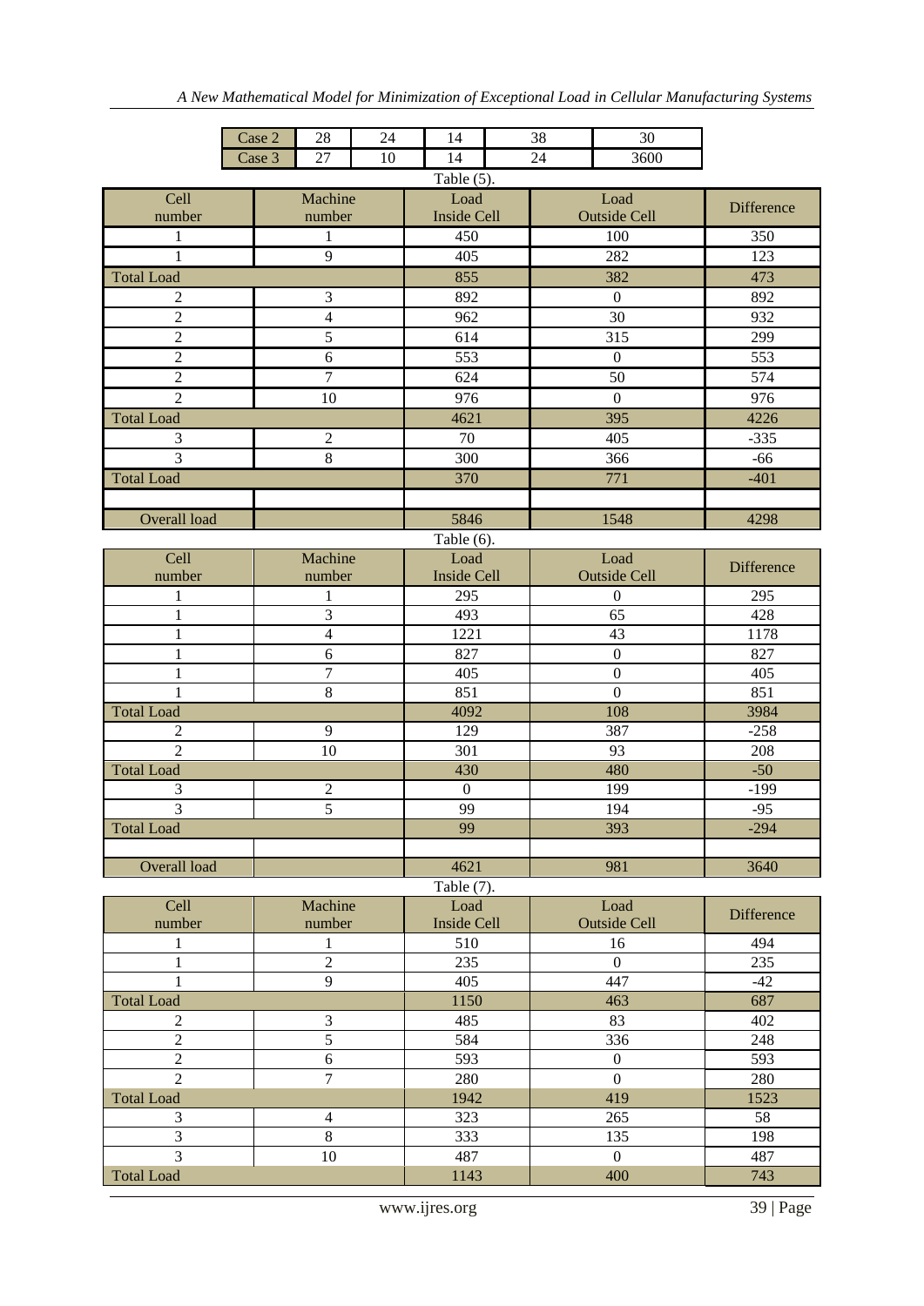| Case 2 | 28 | 24 | 14 | 38 | 30 |
|---|---|---|---|---|---|
| Case 3 | 27 | 10 | 14 | 24 | 3600 |

Table (5).

| Cell number | Machine number | Load Inside Cell | Load Outside Cell | Difference |
|---|---|---|---|---|
| 1 | 1 | 450 | 100 | 350 |
| 1 | 9 | 405 | 282 | 123 |
| Total Load | | 855 | 382 | 473 |
| 2 | 3 | 892 | 0 | 892 |
| 2 | 4 | 962 | 30 | 932 |
| 2 | 5 | 614 | 315 | 299 |
| 2 | 6 | 553 | 0 | 553 |
| 2 | 7 | 624 | 50 | 574 |
| 2 | 10 | 976 | 0 | 976 |
| Total Load | | 4621 | 395 | 4226 |
| 3 | 2 | 70 | 405 | -335 |
| 3 | 8 | 300 | 366 | -66 |
| Total Load | | 370 | 771 | -401 |
| | | | | |
| Overall load | | 5846 | 1548 | 4298 |

Table (6).

| Cell number | Machine number | Load Inside Cell | Load Outside Cell | Difference |
|---|---|---|---|---|
| 1 | 1 | 295 | 0 | 295 |
| 1 | 3 | 493 | 65 | 428 |
| 1 | 4 | 1221 | 43 | 1178 |
| 1 | 6 | 827 | 0 | 827 |
| 1 | 7 | 405 | 0 | 405 |
| 1 | 8 | 851 | 0 | 851 |
| Total Load | | 4092 | 108 | 3984 |
| 2 | 9 | 129 | 387 | -258 |
| 2 | 10 | 301 | 93 | 208 |
| Total Load | | 430 | 480 | -50 |
| 3 | 2 | 0 | 199 | -199 |
| 3 | 5 | 99 | 194 | -95 |
| Total Load | | 99 | 393 | -294 |
| | | | | |
| Overall load | | 4621 | 981 | 3640 |

Table (7).

| Cell number | Machine number | Load Inside Cell | Load Outside Cell | Difference |
|---|---|---|---|---|
| 1 | 1 | 510 | 16 | 494 |
| 1 | 2 | 235 | 0 | 235 |
| 1 | 9 | 405 | 447 | -42 |
| Total Load | | 1150 | 463 | 687 |
| 2 | 3 | 485 | 83 | 402 |
| 2 | 5 | 584 | 336 | 248 |
| 2 | 6 | 593 | 0 | 593 |
| 2 | 7 | 280 | 0 | 280 |
| Total Load | | 1942 | 419 | 1523 |
| 3 | 4 | 323 | 265 | 58 |
| 3 | 8 | 333 | 135 | 198 |
| 3 | 10 | 487 | 0 | 487 |
| Total Load | | 1143 | 400 | 743 |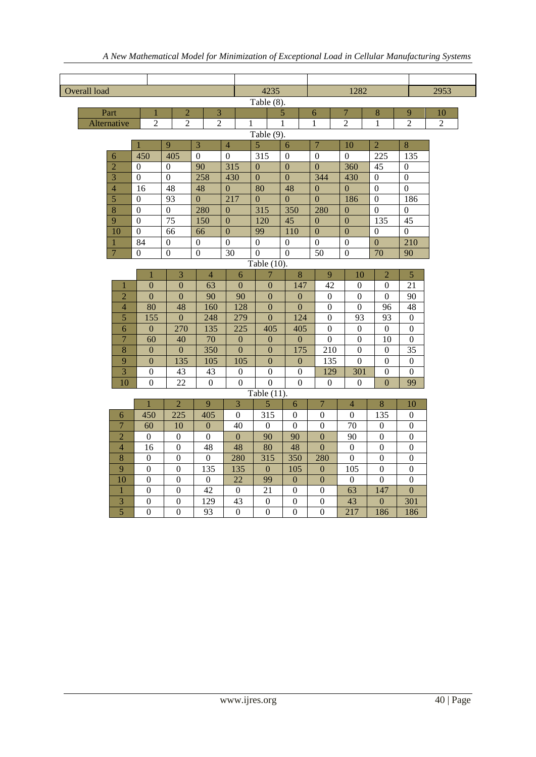| | | | |
|---|---|---|---|
| | | | |
| Overall load | 4235 | 1282 | 2953 |

Table (8).

| Part | 1 | 2 | 3 | 4 | 5 | 6 | 7 | 8 | 9 | 10 |
|---|---|---|---|---|---|---|---|---|---|---|
| Alternative | 2 | 2 | 2 | 1 | 1 | 1 | 2 | 1 | 2 | 2 |

Table (9).

| | 1 | 9 | 3 | 4 | 5 | 6 | 7 | 10 | 2 | 8 |
|---|---|---|---|---|---|---|---|---|---|---|
| 6 | 450 | 405 | 0 | 0 | 315 | 0 | 0 | 0 | 225 | 135 |
| 2 | 0 | 0 | 90 | 315 | 0 | 0 | 0 | 360 | 45 | 0 |
| 3 | 0 | 0 | 258 | 430 | 0 | 0 | 344 | 430 | 0 | 0 |
| 4 | 16 | 48 | 48 | 0 | 80 | 48 | 0 | 0 | 0 | 0 |
| 5 | 0 | 93 | 0 | 217 | 0 | 0 | 0 | 186 | 0 | 186 |
| 8 | 0 | 0 | 280 | 0 | 315 | 350 | 280 | 0 | 0 | 0 |
| 9 | 0 | 75 | 150 | 0 | 120 | 45 | 0 | 0 | 135 | 45 |
| 10 | 0 | 66 | 66 | 0 | 99 | 110 | 0 | 0 | 0 | 0 |
| 1 | 84 | 0 | 0 | 0 | 0 | 0 | 0 | 0 | 0 | 210 |
| 7 | 0 | 0 | 0 | 30 | 0 | 0 | 50 | 0 | 70 | 90 |

Table (10).

| | 1 | 3 | 4 | 6 | 7 | 8 | 9 | 10 | 2 | 5 |
|---|---|---|---|---|---|---|---|---|---|---|
| 1 | 0 | 0 | 63 | 0 | 0 | 147 | 42 | 0 | 0 | 21 |
| 2 | 0 | 0 | 90 | 90 | 0 | 0 | 0 | 0 | 0 | 90 |
| 4 | 80 | 48 | 160 | 128 | 0 | 0 | 0 | 0 | 96 | 48 |
| 5 | 155 | 0 | 248 | 279 | 0 | 124 | 0 | 93 | 93 | 0 |
| 6 | 0 | 270 | 135 | 225 | 405 | 405 | 0 | 0 | 0 | 0 |
| 7 | 60 | 40 | 70 | 0 | 0 | 0 | 0 | 0 | 10 | 0 |
| 8 | 0 | 0 | 350 | 0 | 0 | 175 | 210 | 0 | 0 | 35 |
| 9 | 0 | 135 | 105 | 105 | 0 | 0 | 135 | 0 | 0 | 0 |
| 3 | 0 | 43 | 43 | 0 | 0 | 0 | 129 | 301 | 0 | 0 |
| 10 | 0 | 22 | 0 | 0 | 0 | 0 | 0 | 0 | 0 | 99 |

Table (11).

| | 1 | 2 | 9 | 3 | 5 | 6 | 7 | 4 | 8 | 10 |
|---|---|---|---|---|---|---|---|---|---|---|
| 6 | 450 | 225 | 405 | 0 | 315 | 0 | 0 | 0 | 135 | 0 |
| 7 | 60 | 10 | 0 | 40 | 0 | 0 | 0 | 70 | 0 | 0 |
| 2 | 0 | 0 | 0 | 0 | 90 | 90 | 0 | 90 | 0 | 0 |
| 4 | 16 | 0 | 48 | 48 | 80 | 48 | 0 | 0 | 0 | 0 |
| 8 | 0 | 0 | 0 | 280 | 315 | 350 | 280 | 0 | 0 | 0 |
| 9 | 0 | 0 | 135 | 135 | 0 | 105 | 0 | 105 | 0 | 0 |
| 10 | 0 | 0 | 0 | 22 | 99 | 0 | 0 | 0 | 0 | 0 |
| 1 | 0 | 0 | 42 | 0 | 21 | 0 | 0 | 63 | 147 | 0 |
| 3 | 0 | 0 | 129 | 43 | 0 | 0 | 0 | 43 | 0 | 301 |
| 5 | 0 | 0 | 93 | 0 | 0 | 0 | 0 | 217 | 186 | 186 |